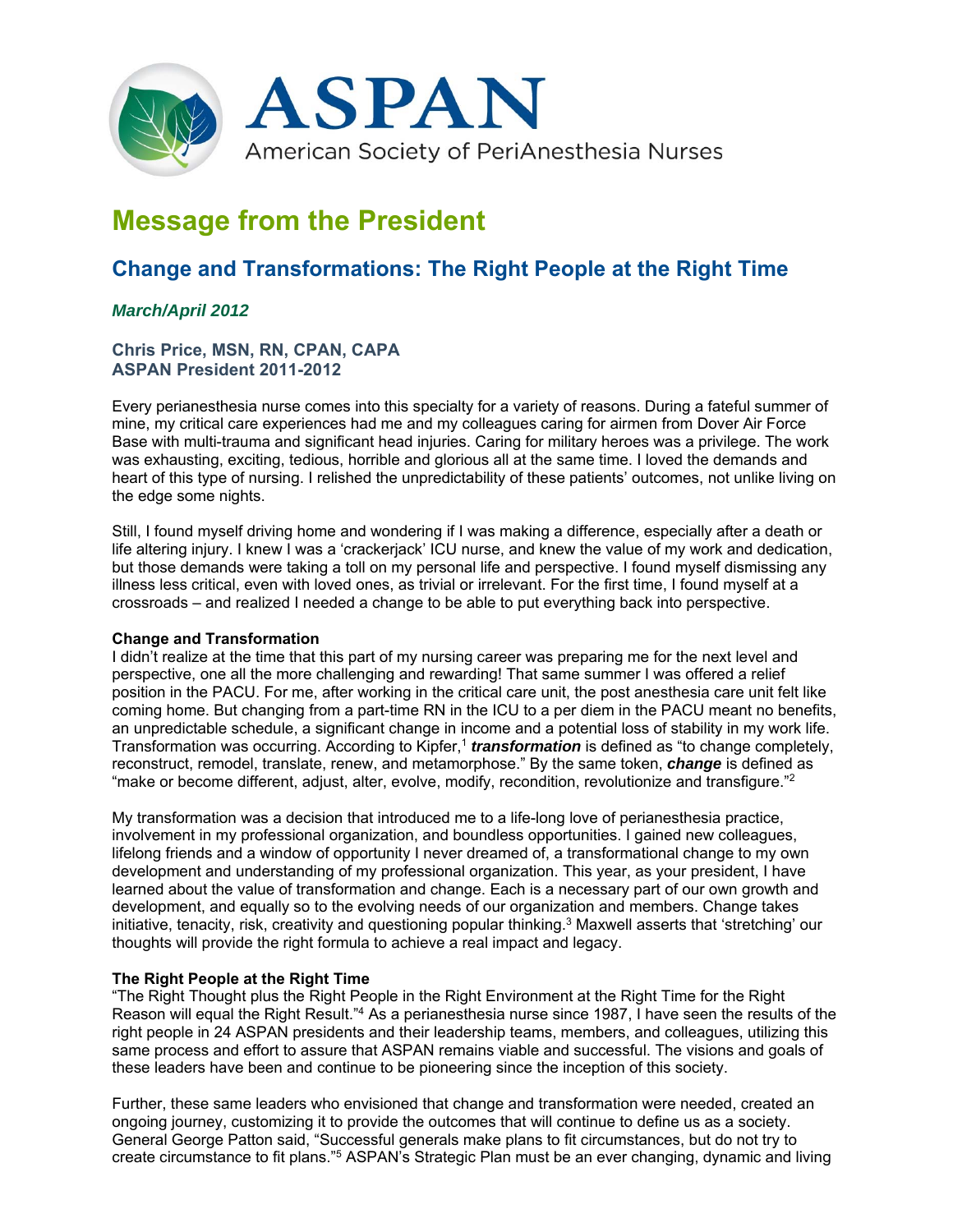ASPAN

American Society of PeriAnesthesia Nurses

# Message from the President

## Change and Transformations: The Right People at the Right Time

***March/April 2012***

**Chris Price, MSN, RN, CPAN, CAPA**
**ASPAN President 2011-2012**

Every perianesthesia nurse comes into this specialty for a variety of reasons. During a fateful summer of mine, my critical care experiences had me and my colleagues caring for airmen from Dover Air Force Base with multi-trauma and significant head injuries. Caring for military heroes was a privilege. The work was exhausting, exciting, tedious, horrible and glorious all at the same time. I loved the demands and heart of this type of nursing. I relished the unpredictability of these patients' outcomes, not unlike living on the edge some nights.

Still, I found myself driving home and wondering if I was making a difference, especially after a death or life altering injury. I knew I was a 'crackerjack' ICU nurse, and knew the value of my work and dedication, but those demands were taking a toll on my personal life and perspective. I found myself dismissing any illness less critical, even with loved ones, as trivial or irrelevant. For the first time, I found myself at a crossroads – and realized I needed a change to be able to put everything back into perspective.

**Change and Transformation**

I didn't realize at the time that this part of my nursing career was preparing me for the next level and perspective, one all the more challenging and rewarding! That same summer I was offered a relief position in the PACU. For me, after working in the critical care unit, the post anesthesia care unit felt like coming home. But changing from a part-time RN in the ICU to a per diem in the PACU meant no benefits, an unpredictable schedule, a significant change in income and a potential loss of stability in my work life. Transformation was occurring. According to Kipfer,[1] ***transformation*** is defined as "to change completely, reconstruct, remodel, translate, renew, and metamorphose." By the same token, ***change*** is defined as "make or become different, adjust, alter, evolve, modify, recondition, revolutionize and transfigure."[2]

My transformation was a decision that introduced me to a life-long love of perianesthesia practice, involvement in my professional organization, and boundless opportunities. I gained new colleagues, lifelong friends and a window of opportunity I never dreamed of, a transformational change to my own development and understanding of my professional organization. This year, as your president, I have learned about the value of transformation and change. Each is a necessary part of our own growth and development, and equally so to the evolving needs of our organization and members. Change takes initiative, tenacity, risk, creativity and questioning popular thinking.[3] Maxwell asserts that 'stretching' our thoughts will provide the right formula to achieve a real impact and legacy.

**The Right People at the Right Time**

"The Right Thought plus the Right People in the Right Environment at the Right Time for the Right Reason will equal the Right Result."[4] As a perianesthesia nurse since 1987, I have seen the results of the right people in 24 ASPAN presidents and their leadership teams, members, and colleagues, utilizing this same process and effort to assure that ASPAN remains viable and successful. The visions and goals of these leaders have been and continue to be pioneering since the inception of this society.

Further, these same leaders who envisioned that change and transformation were needed, created an ongoing journey, customizing it to provide the outcomes that will continue to define us as a society. General George Patton said, "Successful generals make plans to fit circumstances, but do not try to create circumstance to fit plans."[5] ASPAN's Strategic Plan must be an ever changing, dynamic and living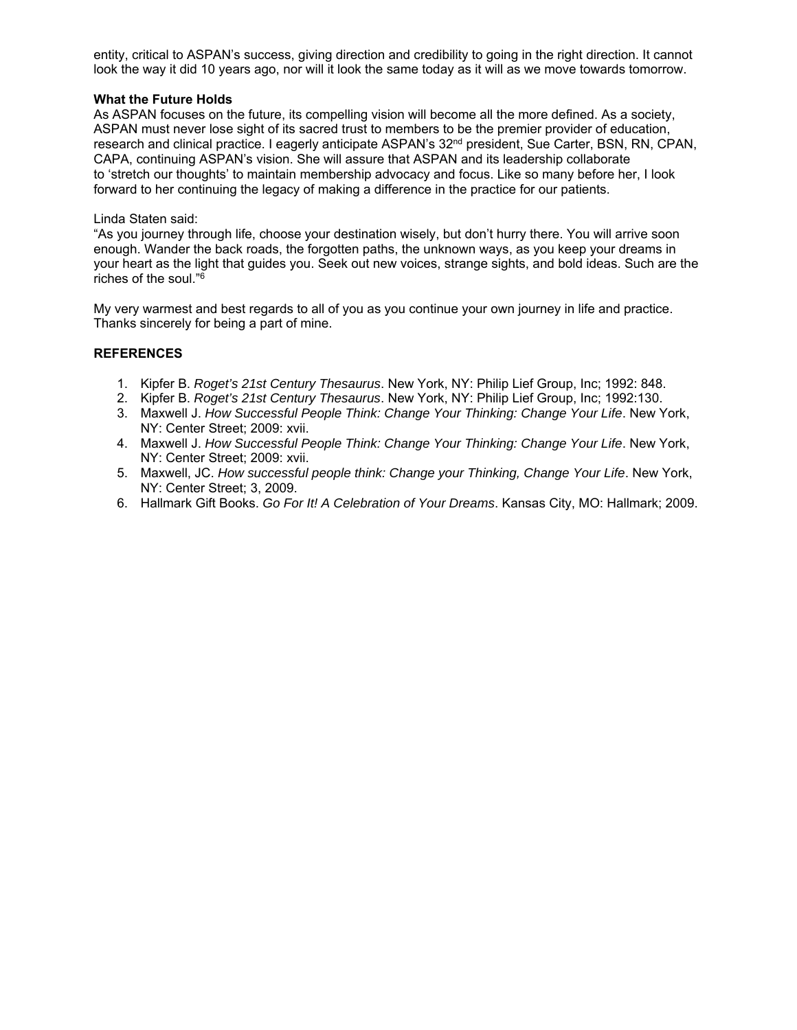entity, critical to ASPAN's success, giving direction and credibility to going in the right direction. It cannot look the way it did 10 years ago, nor will it look the same today as it will as we move towards tomorrow.

**What the Future Holds**

As ASPAN focuses on the future, its compelling vision will become all the more defined. As a society, ASPAN must never lose sight of its sacred trust to members to be the premier provider of education, research and clinical practice. I eagerly anticipate ASPAN's 32nd president, Sue Carter, BSN, RN, CPAN, CAPA, continuing ASPAN's vision. She will assure that ASPAN and its leadership collaborate to 'stretch our thoughts' to maintain membership advocacy and focus. Like so many before her, I look forward to her continuing the legacy of making a difference in the practice for our patients.

Linda Staten said:

"As you journey through life, choose your destination wisely, but don't hurry there. You will arrive soon enough. Wander the back roads, the forgotten paths, the unknown ways, as you keep your dreams in your heart as the light that guides you. Seek out new voices, strange sights, and bold ideas. Such are the riches of the soul."[6]

My very warmest and best regards to all of you as you continue your own journey in life and practice. Thanks sincerely for being a part of mine.

**REFERENCES**

1. Kipfer B. *Roget's 21st Century Thesaurus*. New York, NY: Philip Lief Group, Inc; 1992: 848.
2. Kipfer B. *Roget's 21st Century Thesaurus*. New York, NY: Philip Lief Group, Inc; 1992:130.
3. Maxwell J. *How Successful People Think: Change Your Thinking: Change Your Life*. New York, NY: Center Street; 2009: xvii.
4. Maxwell J. *How Successful People Think: Change Your Thinking: Change Your Life*. New York, NY: Center Street; 2009: xvii.
5. Maxwell, JC. *How successful people think: Change your Thinking, Change Your Life*. New York, NY: Center Street; 3, 2009.
6. Hallmark Gift Books. *Go For It! A Celebration of Your Dreams*. Kansas City, MO: Hallmark; 2009.